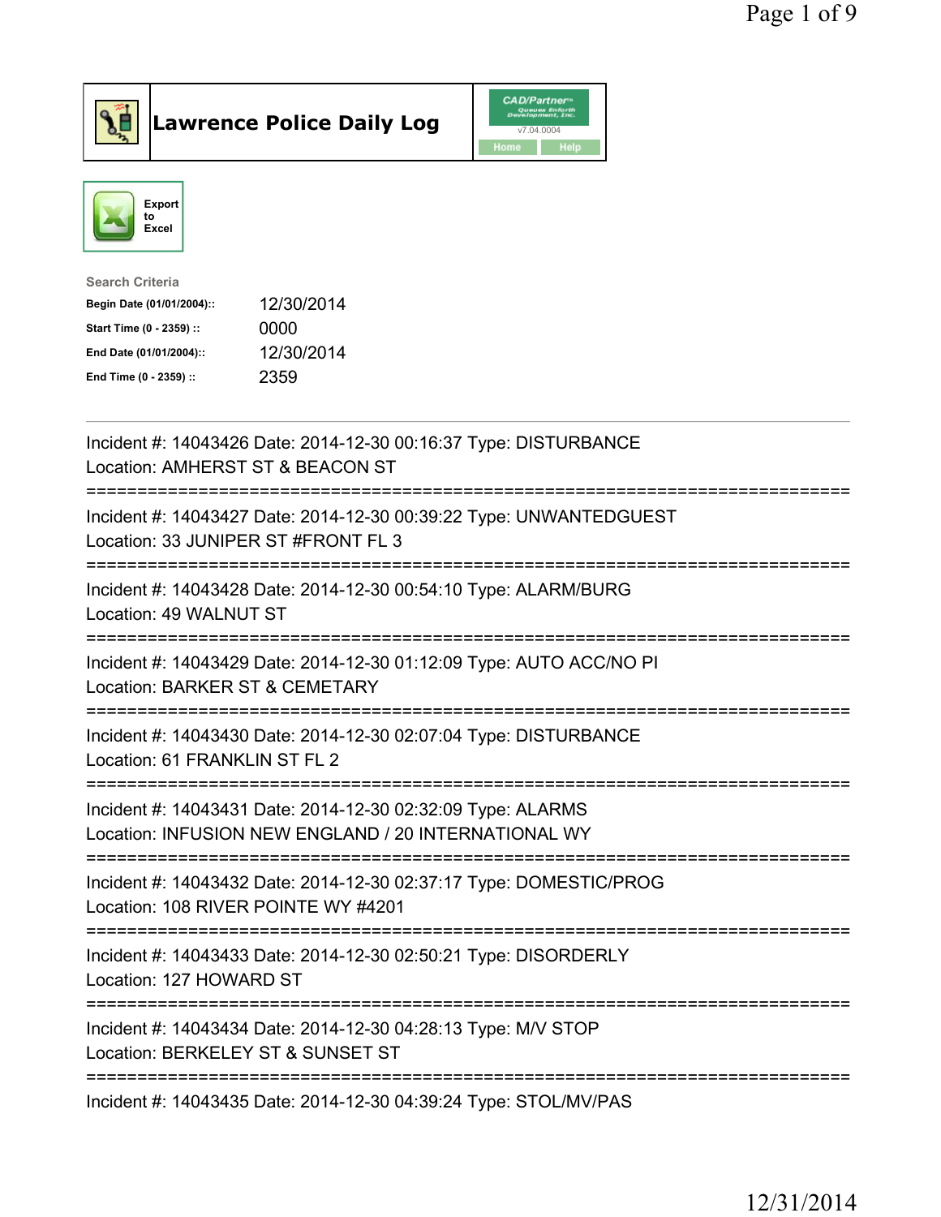# Lawrence Police Daily Log

CAD/Partner v7.04.0004

Home | Help

Export to Excel

**Search Criteria**

| | |
|---|---|
| **Begin Date (01/01/2004)::** | 12/30/2014 |
| **Start Time (0 - 2359) ::** | 0000 |
| **End Date (01/01/2004)::** | 12/30/2014 |
| **End Time (0 - 2359) ::** | 2359 |

---

Incident #: 14043426 Date: 2014-12-30 00:16:37 Type: DISTURBANCE
Location: AMHERST ST & BEACON ST

===========================================================================

Incident #: 14043427 Date: 2014-12-30 00:39:22 Type: UNWANTEDGUEST
Location: 33 JUNIPER ST #FRONT FL 3

===========================================================================

Incident #: 14043428 Date: 2014-12-30 00:54:10 Type: ALARM/BURG
Location: 49 WALNUT ST

===========================================================================

Incident #: 14043429 Date: 2014-12-30 01:12:09 Type: AUTO ACC/NO PI
Location: BARKER ST & CEMETARY

===========================================================================

Incident #: 14043430 Date: 2014-12-30 02:07:04 Type: DISTURBANCE
Location: 61 FRANKLIN ST FL 2

===========================================================================

Incident #: 14043431 Date: 2014-12-30 02:32:09 Type: ALARMS
Location: INFUSION NEW ENGLAND / 20 INTERNATIONAL WY

===========================================================================

Incident #: 14043432 Date: 2014-12-30 02:37:17 Type: DOMESTIC/PROG
Location: 108 RIVER POINTE WY #4201

===========================================================================

Incident #: 14043433 Date: 2014-12-30 02:50:21 Type: DISORDERLY
Location: 127 HOWARD ST

===========================================================================

Incident #: 14043434 Date: 2014-12-30 04:28:13 Type: M/V STOP
Location: BERKELEY ST & SUNSET ST

===========================================================================

Incident #: 14043435 Date: 2014-12-30 04:39:24 Type: STOL/MV/PAS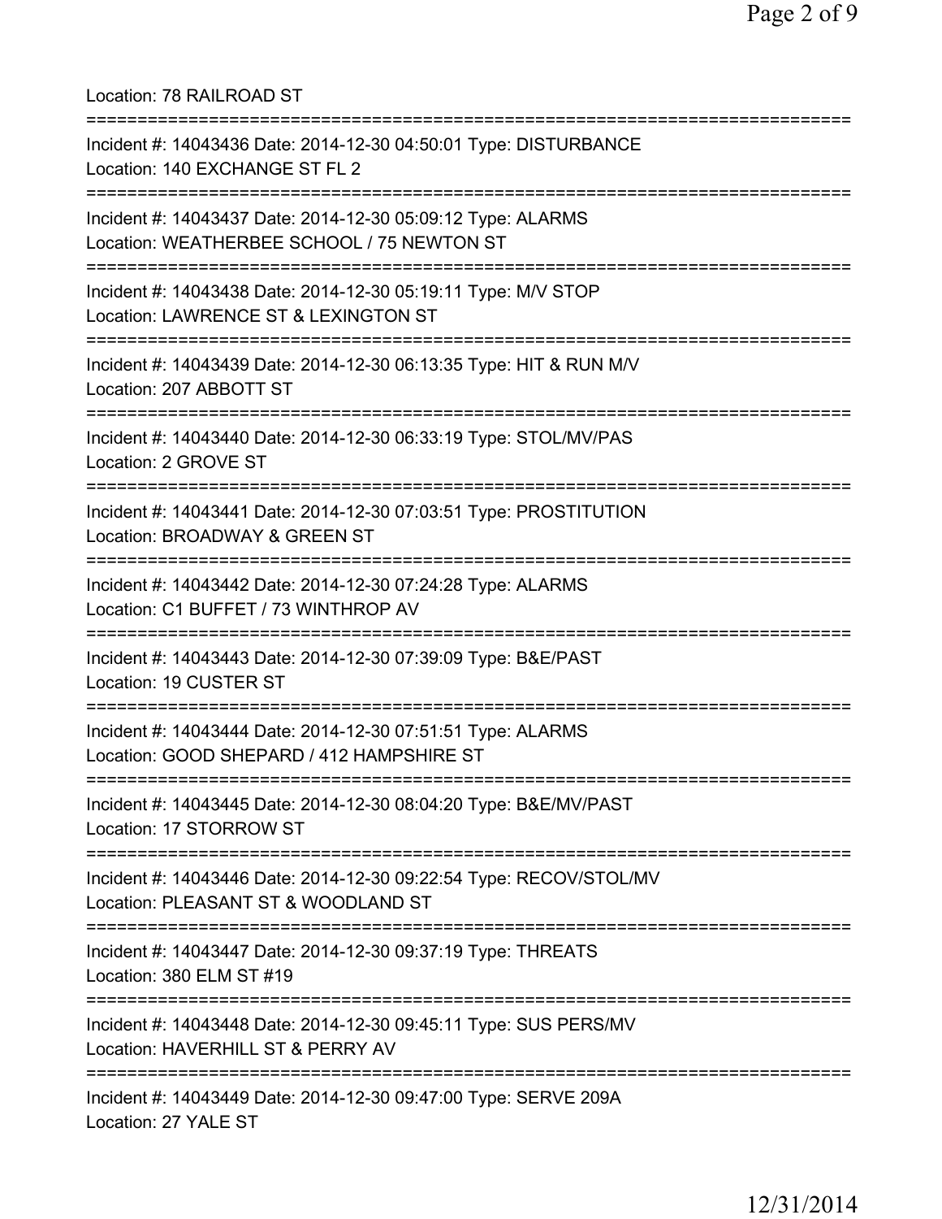Location: 78 RAILROAD ST

===========================================================================

Incident #: 14043436 Date: 2014-12-30 04:50:01 Type: DISTURBANCE
Location: 140 EXCHANGE ST FL 2

===========================================================================

Incident #: 14043437 Date: 2014-12-30 05:09:12 Type: ALARMS
Location: WEATHERBEE SCHOOL / 75 NEWTON ST

===========================================================================

Incident #: 14043438 Date: 2014-12-30 05:19:11 Type: M/V STOP
Location: LAWRENCE ST & LEXINGTON ST

===========================================================================

Incident #: 14043439 Date: 2014-12-30 06:13:35 Type: HIT & RUN M/V
Location: 207 ABBOTT ST

===========================================================================

Incident #: 14043440 Date: 2014-12-30 06:33:19 Type: STOL/MV/PAS
Location: 2 GROVE ST

===========================================================================

Incident #: 14043441 Date: 2014-12-30 07:03:51 Type: PROSTITUTION
Location: BROADWAY & GREEN ST

===========================================================================

Incident #: 14043442 Date: 2014-12-30 07:24:28 Type: ALARMS
Location: C1 BUFFET / 73 WINTHROP AV

===========================================================================

Incident #: 14043443 Date: 2014-12-30 07:39:09 Type: B&E/PAST
Location: 19 CUSTER ST

===========================================================================

Incident #: 14043444 Date: 2014-12-30 07:51:51 Type: ALARMS
Location: GOOD SHEPARD / 412 HAMPSHIRE ST

===========================================================================

Incident #: 14043445 Date: 2014-12-30 08:04:20 Type: B&E/MV/PAST
Location: 17 STORROW ST

===========================================================================

Incident #: 14043446 Date: 2014-12-30 09:22:54 Type: RECOV/STOL/MV
Location: PLEASANT ST & WOODLAND ST

===========================================================================

Incident #: 14043447 Date: 2014-12-30 09:37:19 Type: THREATS
Location: 380 ELM ST #19

===========================================================================

Incident #: 14043448 Date: 2014-12-30 09:45:11 Type: SUS PERS/MV
Location: HAVERHILL ST & PERRY AV

===========================================================================

Incident #: 14043449 Date: 2014-12-30 09:47:00 Type: SERVE 209A
Location: 27 YALE ST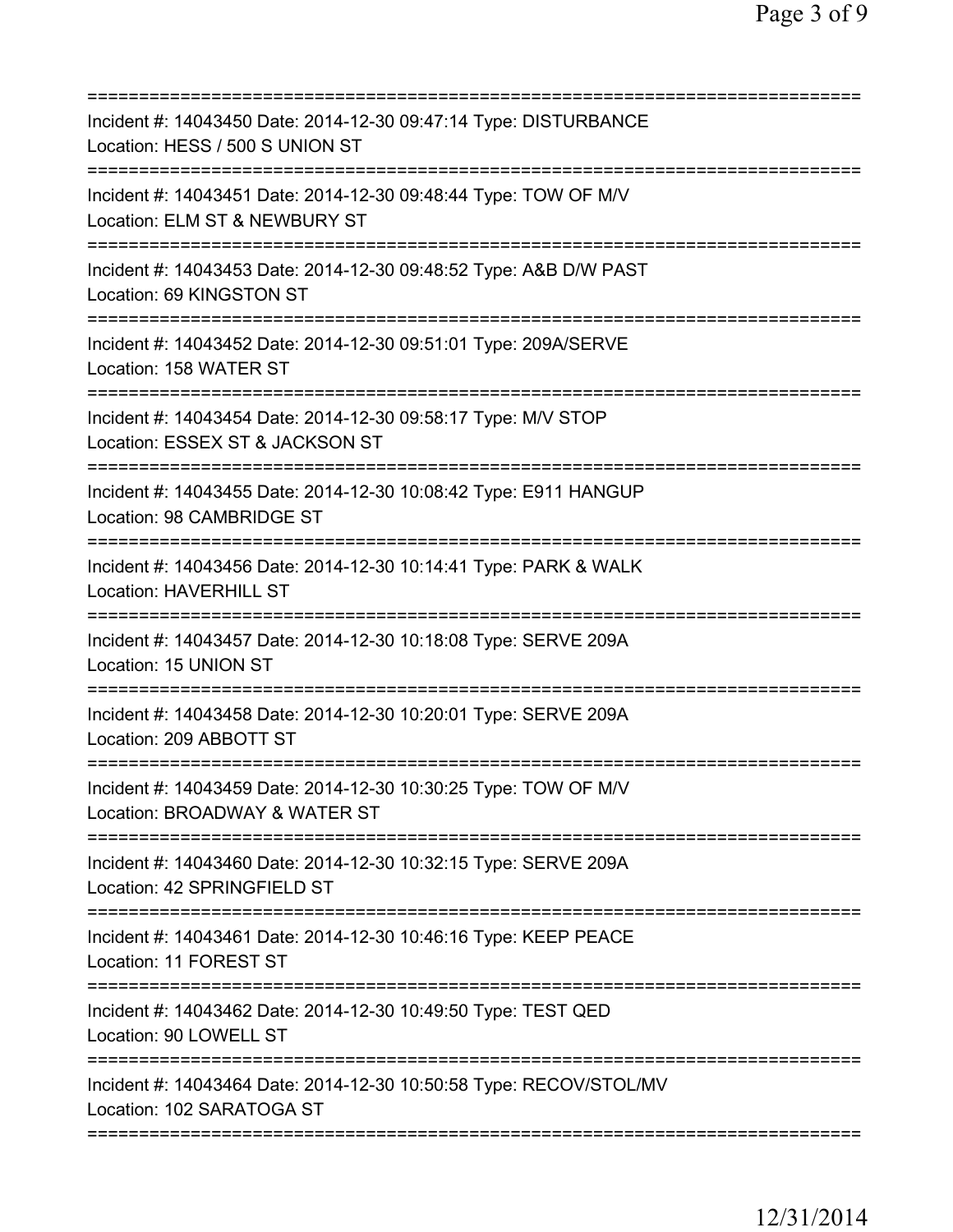===========================================================================
Incident #: 14043450 Date: 2014-12-30 09:47:14 Type: DISTURBANCE
Location: HESS / 500 S UNION ST
===========================================================================
Incident #: 14043451 Date: 2014-12-30 09:48:44 Type: TOW OF M/V
Location: ELM ST & NEWBURY ST
===========================================================================
Incident #: 14043453 Date: 2014-12-30 09:48:52 Type: A&B D/W PAST
Location: 69 KINGSTON ST
===========================================================================
Incident #: 14043452 Date: 2014-12-30 09:51:01 Type: 209A/SERVE
Location: 158 WATER ST
===========================================================================
Incident #: 14043454 Date: 2014-12-30 09:58:17 Type: M/V STOP
Location: ESSEX ST & JACKSON ST
===========================================================================
Incident #: 14043455 Date: 2014-12-30 10:08:42 Type: E911 HANGUP
Location: 98 CAMBRIDGE ST
===========================================================================
Incident #: 14043456 Date: 2014-12-30 10:14:41 Type: PARK & WALK
Location: HAVERHILL ST
===========================================================================
Incident #: 14043457 Date: 2014-12-30 10:18:08 Type: SERVE 209A
Location: 15 UNION ST
===========================================================================
Incident #: 14043458 Date: 2014-12-30 10:20:01 Type: SERVE 209A
Location: 209 ABBOTT ST
===========================================================================
Incident #: 14043459 Date: 2014-12-30 10:30:25 Type: TOW OF M/V
Location: BROADWAY & WATER ST
===========================================================================
Incident #: 14043460 Date: 2014-12-30 10:32:15 Type: SERVE 209A
Location: 42 SPRINGFIELD ST
===========================================================================
Incident #: 14043461 Date: 2014-12-30 10:46:16 Type: KEEP PEACE
Location: 11 FOREST ST
===========================================================================
Incident #: 14043462 Date: 2014-12-30 10:49:50 Type: TEST QED
Location: 90 LOWELL ST
===========================================================================
Incident #: 14043464 Date: 2014-12-30 10:50:58 Type: RECOV/STOL/MV
Location: 102 SARATOGA ST
===========================================================================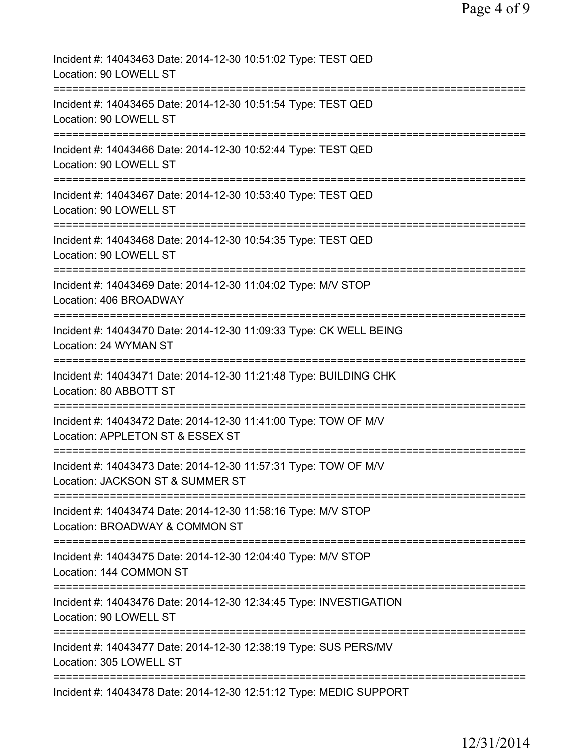Incident #: 14043463 Date: 2014-12-30 10:51:02 Type: TEST QED
Location: 90 LOWELL ST

===========================================================================

Incident #: 14043465 Date: 2014-12-30 10:51:54 Type: TEST QED
Location: 90 LOWELL ST

===========================================================================

Incident #: 14043466 Date: 2014-12-30 10:52:44 Type: TEST QED
Location: 90 LOWELL ST

===========================================================================

Incident #: 14043467 Date: 2014-12-30 10:53:40 Type: TEST QED
Location: 90 LOWELL ST

===========================================================================

Incident #: 14043468 Date: 2014-12-30 10:54:35 Type: TEST QED
Location: 90 LOWELL ST

===========================================================================

Incident #: 14043469 Date: 2014-12-30 11:04:02 Type: M/V STOP
Location: 406 BROADWAY

===========================================================================

Incident #: 14043470 Date: 2014-12-30 11:09:33 Type: CK WELL BEING
Location: 24 WYMAN ST

===========================================================================

Incident #: 14043471 Date: 2014-12-30 11:21:48 Type: BUILDING CHK
Location: 80 ABBOTT ST

===========================================================================

Incident #: 14043472 Date: 2014-12-30 11:41:00 Type: TOW OF M/V
Location: APPLETON ST & ESSEX ST

===========================================================================

Incident #: 14043473 Date: 2014-12-30 11:57:31 Type: TOW OF M/V
Location: JACKSON ST & SUMMER ST

===========================================================================

Incident #: 14043474 Date: 2014-12-30 11:58:16 Type: M/V STOP
Location: BROADWAY & COMMON ST

===========================================================================

Incident #: 14043475 Date: 2014-12-30 12:04:40 Type: M/V STOP
Location: 144 COMMON ST

===========================================================================

Incident #: 14043476 Date: 2014-12-30 12:34:45 Type: INVESTIGATION
Location: 90 LOWELL ST

===========================================================================

Incident #: 14043477 Date: 2014-12-30 12:38:19 Type: SUS PERS/MV
Location: 305 LOWELL ST

===========================================================================

Incident #: 14043478 Date: 2014-12-30 12:51:12 Type: MEDIC SUPPORT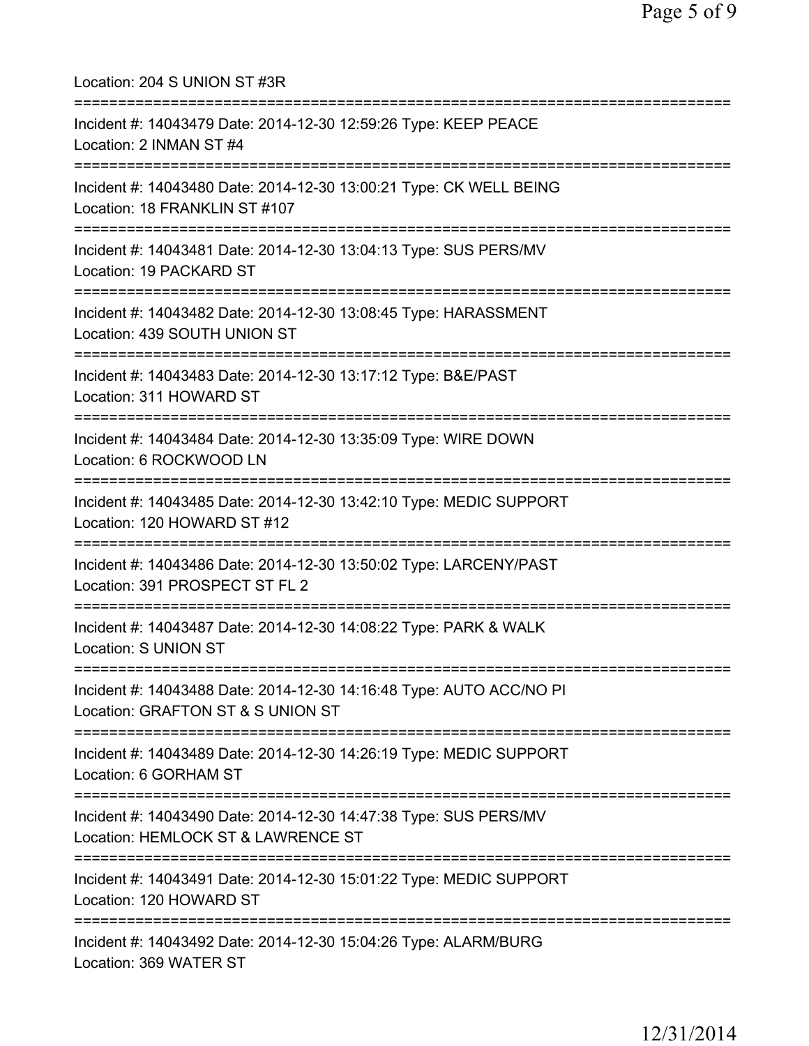Location: 204 S UNION ST #3R

===========================================================================

Incident #: 14043479 Date: 2014-12-30 12:59:26 Type: KEEP PEACE
Location: 2 INMAN ST #4

===========================================================================

Incident #: 14043480 Date: 2014-12-30 13:00:21 Type: CK WELL BEING
Location: 18 FRANKLIN ST #107

===========================================================================

Incident #: 14043481 Date: 2014-12-30 13:04:13 Type: SUS PERS/MV
Location: 19 PACKARD ST

===========================================================================

Incident #: 14043482 Date: 2014-12-30 13:08:45 Type: HARASSMENT
Location: 439 SOUTH UNION ST

===========================================================================

Incident #: 14043483 Date: 2014-12-30 13:17:12 Type: B&E/PAST
Location: 311 HOWARD ST

===========================================================================

Incident #: 14043484 Date: 2014-12-30 13:35:09 Type: WIRE DOWN
Location: 6 ROCKWOOD LN

===========================================================================

Incident #: 14043485 Date: 2014-12-30 13:42:10 Type: MEDIC SUPPORT
Location: 120 HOWARD ST #12

===========================================================================

Incident #: 14043486 Date: 2014-12-30 13:50:02 Type: LARCENY/PAST
Location: 391 PROSPECT ST FL 2

===========================================================================

Incident #: 14043487 Date: 2014-12-30 14:08:22 Type: PARK & WALK
Location: S UNION ST

===========================================================================

Incident #: 14043488 Date: 2014-12-30 14:16:48 Type: AUTO ACC/NO PI
Location: GRAFTON ST & S UNION ST

===========================================================================

Incident #: 14043489 Date: 2014-12-30 14:26:19 Type: MEDIC SUPPORT
Location: 6 GORHAM ST

===========================================================================

Incident #: 14043490 Date: 2014-12-30 14:47:38 Type: SUS PERS/MV
Location: HEMLOCK ST & LAWRENCE ST

===========================================================================

Incident #: 14043491 Date: 2014-12-30 15:01:22 Type: MEDIC SUPPORT
Location: 120 HOWARD ST

===========================================================================

Incident #: 14043492 Date: 2014-12-30 15:04:26 Type: ALARM/BURG
Location: 369 WATER ST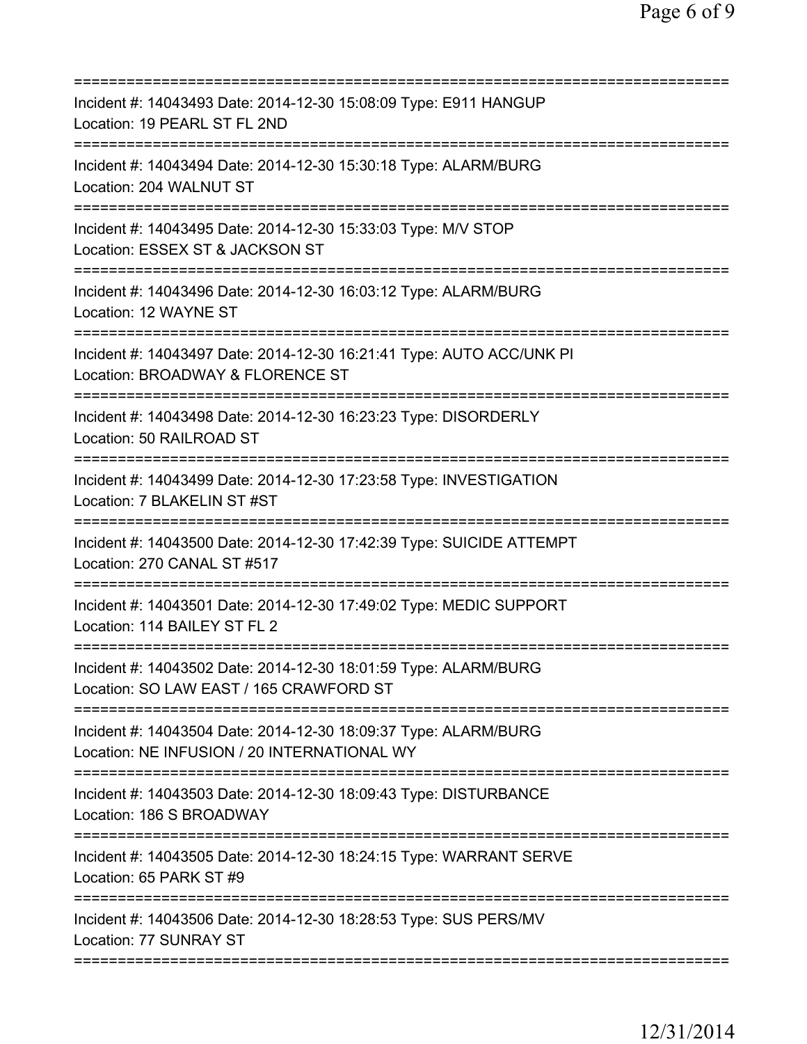===========================================================================
Incident #: 14043493 Date: 2014-12-30 15:08:09 Type: E911 HANGUP
Location: 19 PEARL ST FL 2ND
===========================================================================
Incident #: 14043494 Date: 2014-12-30 15:30:18 Type: ALARM/BURG
Location: 204 WALNUT ST
===========================================================================
Incident #: 14043495 Date: 2014-12-30 15:33:03 Type: M/V STOP
Location: ESSEX ST & JACKSON ST
===========================================================================
Incident #: 14043496 Date: 2014-12-30 16:03:12 Type: ALARM/BURG
Location: 12 WAYNE ST
===========================================================================
Incident #: 14043497 Date: 2014-12-30 16:21:41 Type: AUTO ACC/UNK PI
Location: BROADWAY & FLORENCE ST
===========================================================================
Incident #: 14043498 Date: 2014-12-30 16:23:23 Type: DISORDERLY
Location: 50 RAILROAD ST
===========================================================================
Incident #: 14043499 Date: 2014-12-30 17:23:58 Type: INVESTIGATION
Location: 7 BLAKELIN ST #ST
===========================================================================
Incident #: 14043500 Date: 2014-12-30 17:42:39 Type: SUICIDE ATTEMPT
Location: 270 CANAL ST #517
===========================================================================
Incident #: 14043501 Date: 2014-12-30 17:49:02 Type: MEDIC SUPPORT
Location: 114 BAILEY ST FL 2
===========================================================================
Incident #: 14043502 Date: 2014-12-30 18:01:59 Type: ALARM/BURG
Location: SO LAW EAST / 165 CRAWFORD ST
===========================================================================
Incident #: 14043504 Date: 2014-12-30 18:09:37 Type: ALARM/BURG
Location: NE INFUSION / 20 INTERNATIONAL WY
===========================================================================
Incident #: 14043503 Date: 2014-12-30 18:09:43 Type: DISTURBANCE
Location: 186 S BROADWAY
===========================================================================
Incident #: 14043505 Date: 2014-12-30 18:24:15 Type: WARRANT SERVE
Location: 65 PARK ST #9
===========================================================================
Incident #: 14043506 Date: 2014-12-30 18:28:53 Type: SUS PERS/MV
Location: 77 SUNRAY ST
===========================================================================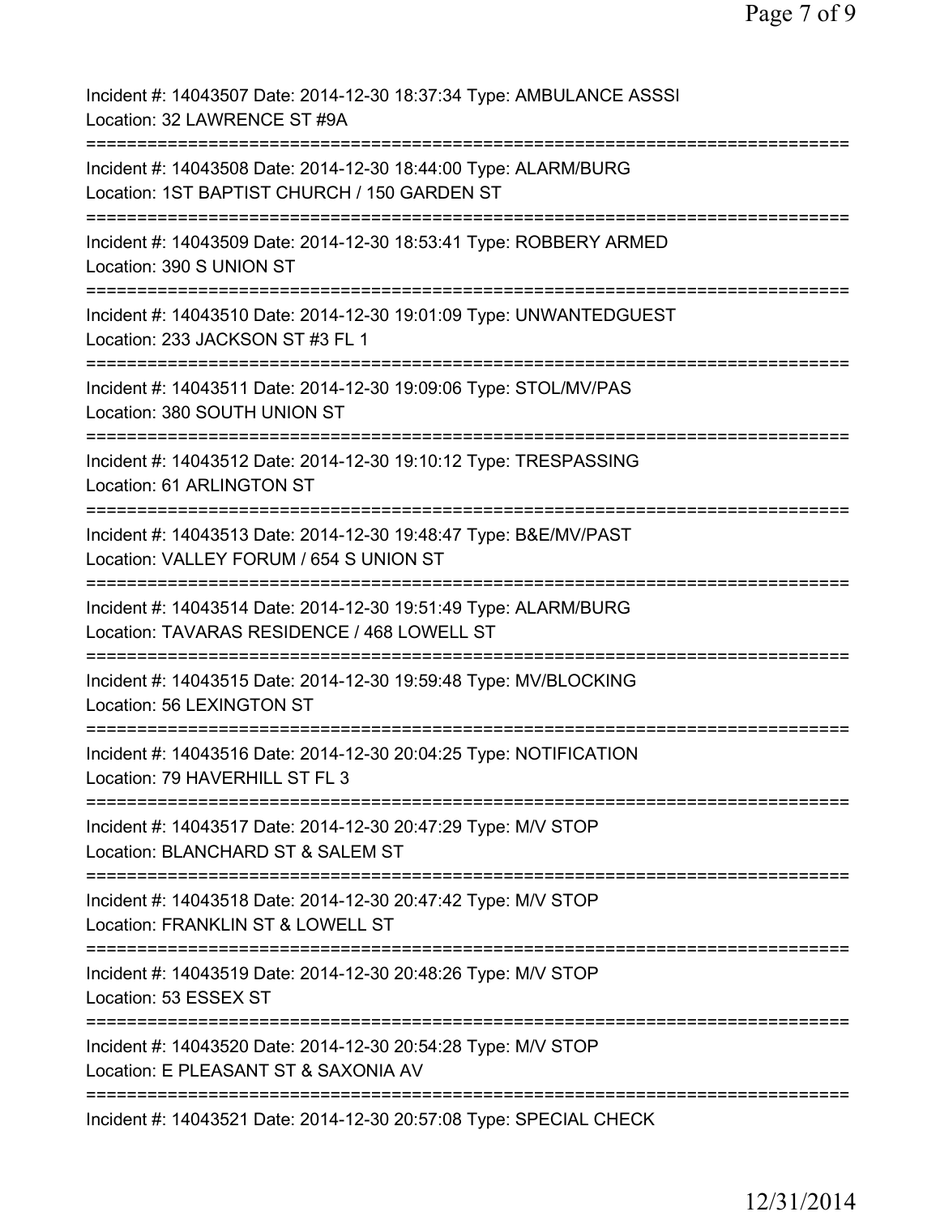Incident #: 14043507 Date: 2014-12-30 18:37:34 Type: AMBULANCE ASSSI
Location: 32 LAWRENCE ST #9A

===========================================================================

Incident #: 14043508 Date: 2014-12-30 18:44:00 Type: ALARM/BURG
Location: 1ST BAPTIST CHURCH / 150 GARDEN ST

===========================================================================

Incident #: 14043509 Date: 2014-12-30 18:53:41 Type: ROBBERY ARMED
Location: 390 S UNION ST

===========================================================================

Incident #: 14043510 Date: 2014-12-30 19:01:09 Type: UNWANTEDGUEST
Location: 233 JACKSON ST #3 FL 1

===========================================================================

Incident #: 14043511 Date: 2014-12-30 19:09:06 Type: STOL/MV/PAS
Location: 380 SOUTH UNION ST

===========================================================================

Incident #: 14043512 Date: 2014-12-30 19:10:12 Type: TRESPASSING
Location: 61 ARLINGTON ST

===========================================================================

Incident #: 14043513 Date: 2014-12-30 19:48:47 Type: B&E/MV/PAST
Location: VALLEY FORUM / 654 S UNION ST

===========================================================================

Incident #: 14043514 Date: 2014-12-30 19:51:49 Type: ALARM/BURG
Location: TAVARAS RESIDENCE / 468 LOWELL ST

===========================================================================

Incident #: 14043515 Date: 2014-12-30 19:59:48 Type: MV/BLOCKING
Location: 56 LEXINGTON ST

===========================================================================

Incident #: 14043516 Date: 2014-12-30 20:04:25 Type: NOTIFICATION
Location: 79 HAVERHILL ST FL 3

===========================================================================

Incident #: 14043517 Date: 2014-12-30 20:47:29 Type: M/V STOP
Location: BLANCHARD ST & SALEM ST

===========================================================================

Incident #: 14043518 Date: 2014-12-30 20:47:42 Type: M/V STOP
Location: FRANKLIN ST & LOWELL ST

===========================================================================

Incident #: 14043519 Date: 2014-12-30 20:48:26 Type: M/V STOP
Location: 53 ESSEX ST

===========================================================================

Incident #: 14043520 Date: 2014-12-30 20:54:28 Type: M/V STOP
Location: E PLEASANT ST & SAXONIA AV

===========================================================================

Incident #: 14043521 Date: 2014-12-30 20:57:08 Type: SPECIAL CHECK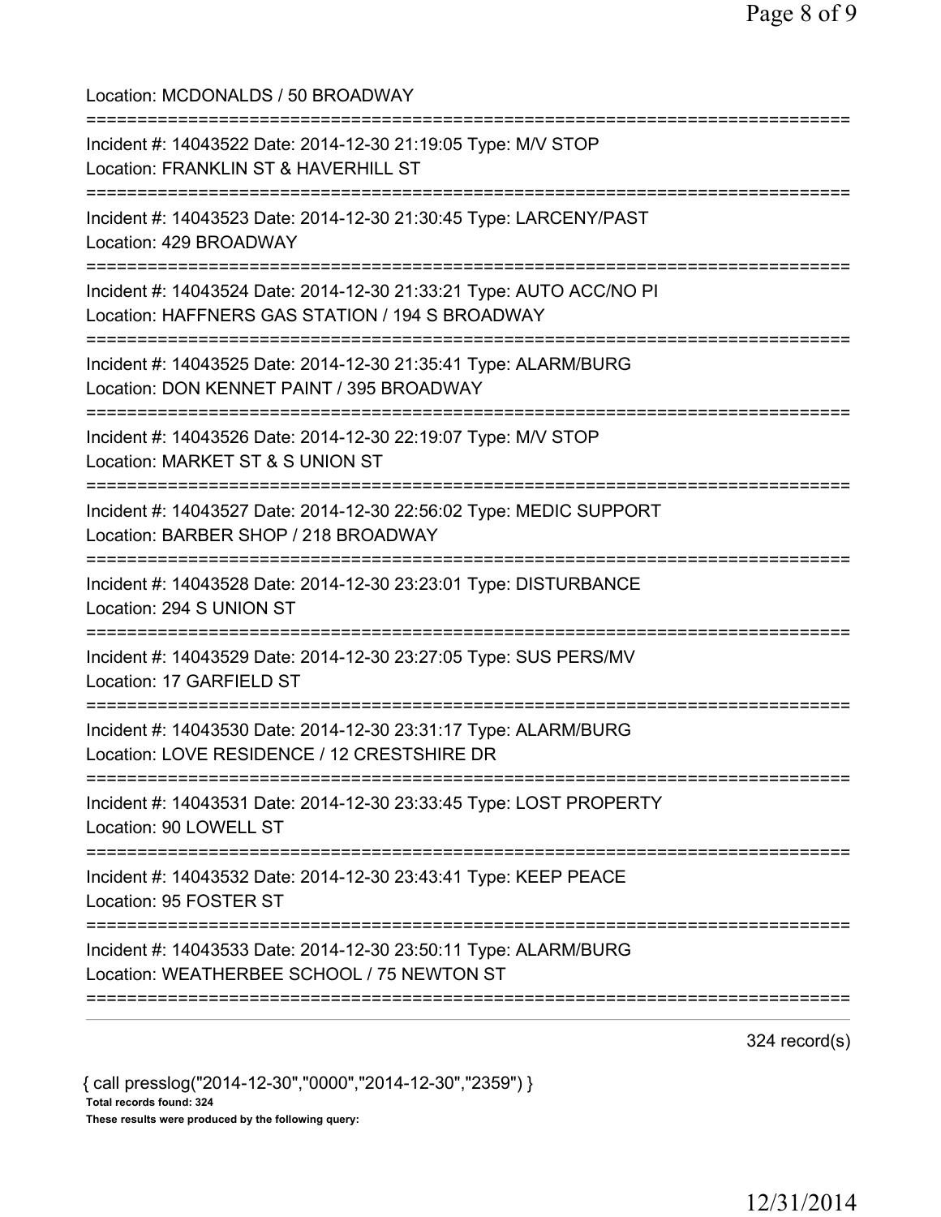Location: MCDONALDS / 50 BROADWAY

===========================================================================

Incident #: 14043522 Date: 2014-12-30 21:19:05 Type: M/V STOP
Location: FRANKLIN ST & HAVERHILL ST

===========================================================================

Incident #: 14043523 Date: 2014-12-30 21:30:45 Type: LARCENY/PAST
Location: 429 BROADWAY

===========================================================================

Incident #: 14043524 Date: 2014-12-30 21:33:21 Type: AUTO ACC/NO PI
Location: HAFFNERS GAS STATION / 194 S BROADWAY

===========================================================================

Incident #: 14043525 Date: 2014-12-30 21:35:41 Type: ALARM/BURG
Location: DON KENNET PAINT / 395 BROADWAY

===========================================================================

Incident #: 14043526 Date: 2014-12-30 22:19:07 Type: M/V STOP
Location: MARKET ST & S UNION ST

===========================================================================

Incident #: 14043527 Date: 2014-12-30 22:56:02 Type: MEDIC SUPPORT
Location: BARBER SHOP / 218 BROADWAY

===========================================================================

Incident #: 14043528 Date: 2014-12-30 23:23:01 Type: DISTURBANCE
Location: 294 S UNION ST

===========================================================================

Incident #: 14043529 Date: 2014-12-30 23:27:05 Type: SUS PERS/MV
Location: 17 GARFIELD ST

===========================================================================

Incident #: 14043530 Date: 2014-12-30 23:31:17 Type: ALARM/BURG
Location: LOVE RESIDENCE / 12 CRESTSHIRE DR

===========================================================================

Incident #: 14043531 Date: 2014-12-30 23:33:45 Type: LOST PROPERTY
Location: 90 LOWELL ST

===========================================================================

Incident #: 14043532 Date: 2014-12-30 23:43:41 Type: KEEP PEACE
Location: 95 FOSTER ST

===========================================================================

Incident #: 14043533 Date: 2014-12-30 23:50:11 Type: ALARM/BURG
Location: WEATHERBEE SCHOOL / 75 NEWTON ST

===========================================================================

324 record(s)

{ call presslog("2014-12-30","0000","2014-12-30","2359") }

**Total records found: 324**

**These results were produced by the following query:**

12/31/2014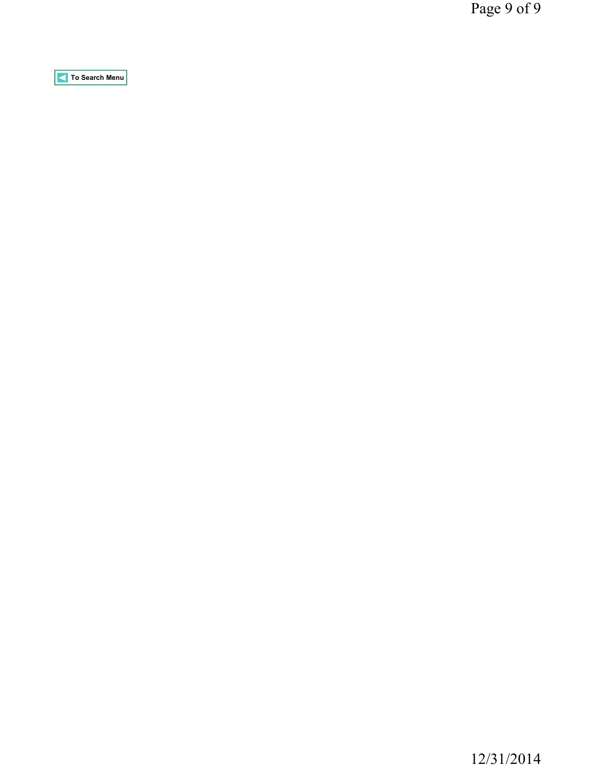To Search Menu